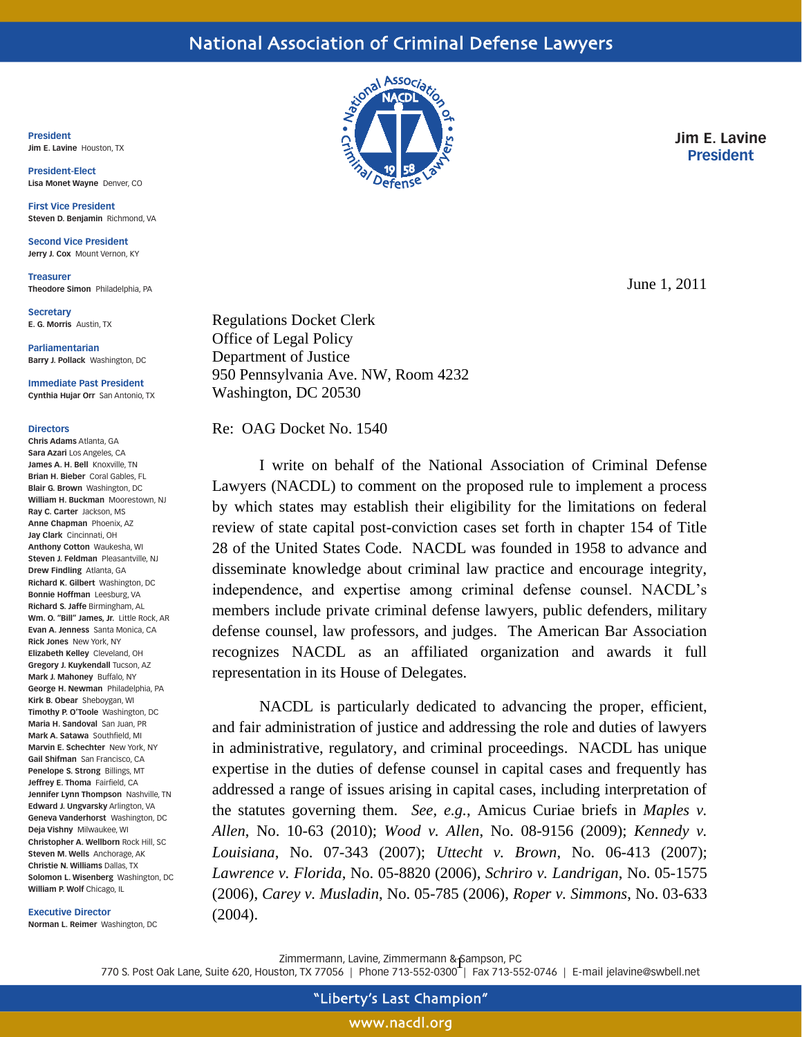# National Association of Criminal Defense Lawyers

**President**
**Jim E. Lavine** Houston, TX

**President-Elect**
**Lisa Monet Wayne** Denver, CO

**First Vice President**
**Steven D. Benjamin** Richmond, VA

**Second Vice President**
**Jerry J. Cox** Mount Vernon, KY

**Treasurer**
**Theodore Simon** Philadelphia, PA

**Secretary**
**E. G. Morris** Austin, TX

**Parliamentarian**
**Barry J. Pollack** Washington, DC

**Immediate Past President**
**Cynthia Hujar Orr** San Antonio, TX

**Directors**
**Chris Adams** Atlanta, GA
**Sara Azari** Los Angeles, CA
**James A. H. Bell** Knoxville, TN
**Brian H. Bieber** Coral Gables, FL
**Blair G. Brown** Washington, DC
**William H. Buckman** Moorestown, NJ
**Ray C. Carter** Jackson, MS
**Anne Chapman** Phoenix, AZ
**Jay Clark** Cincinnati, OH
**Anthony Cotton** Waukesha, WI
**Steven J. Feldman** Pleasantville, NJ
**Drew Findling** Atlanta, GA
**Richard K. Gilbert** Washington, DC
**Bonnie Hoffman** Leesburg, VA
**Richard S. Jaffe** Birmingham, AL
**Wm. O. "Bill" James, Jr.** Little Rock, AR
**Evan A. Jenness** Santa Monica, CA
**Rick Jones** New York, NY
**Elizabeth Kelley** Cleveland, OH
**Gregory J. Kuykendall** Tucson, AZ
**Mark J. Mahoney** Buffalo, NY
**George H. Newman** Philadelphia, PA
**Kirk B. Obear** Sheboygan, WI
**Timothy P. O'Toole** Washington, DC
**Maria H. Sandoval** San Juan, PR
**Mark A. Satawa** Southfield, MI
**Marvin E. Schechter** New York, NY
**Gail Shifman** San Francisco, CA
**Penelope S. Strong** Billings, MT
**Jeffrey E. Thoma** Fairfield, CA
**Jennifer Lynn Thompson** Nashville, TN
**Edward J. Ungvarsky** Arlington, VA
**Geneva Vanderhorst** Washington, DC
**Deja Vishny** Milwaukee, WI
**Christopher A. Wellborn** Rock Hill, SC
**Steven M. Wells** Anchorage, AK
**Christie N. Williams** Dallas, TX
**Solomon L. Wisenberg** Washington, DC
**William P. Wolf** Chicago, IL

**Executive Director**
**Norman L. Reimer** Washington, DC

**Jim E. Lavine**
**President**

June 1, 2011

Regulations Docket Clerk
Office of Legal Policy
Department of Justice
950 Pennsylvania Ave. NW, Room 4232
Washington, DC 20530

Re: OAG Docket No. 1540

I write on behalf of the National Association of Criminal Defense Lawyers (NACDL) to comment on the proposed rule to implement a process by which states may establish their eligibility for the limitations on federal review of state capital post-conviction cases set forth in chapter 154 of Title 28 of the United States Code. NACDL was founded in 1958 to advance and disseminate knowledge about criminal law practice and encourage integrity, independence, and expertise among criminal defense counsel. NACDL's members include private criminal defense lawyers, public defenders, military defense counsel, law professors, and judges. The American Bar Association recognizes NACDL as an affiliated organization and awards it full representation in its House of Delegates.

NACDL is particularly dedicated to advancing the proper, efficient, and fair administration of justice and addressing the role and duties of lawyers in administrative, regulatory, and criminal proceedings. NACDL has unique expertise in the duties of defense counsel in capital cases and frequently has addressed a range of issues arising in capital cases, including interpretation of the statutes governing them. *See, e.g.*, Amicus Curiae briefs in *Maples v. Allen*, No. 10-63 (2010); *Wood v. Allen*, No. 08-9156 (2009); *Kennedy v. Louisiana*, No. 07-343 (2007); *Uttecht v. Brown*, No. 06-413 (2007); *Lawrence v. Florida*, No. 05-8820 (2006), *Schriro v. Landrigan*, No. 05-1575 (2006), *Carey v. Musladin*, No. 05-785 (2006), *Roper v. Simmons*, No. 03-633 (2004).

Zimmermann, Lavine, Zimmermann & Sampson, PC
770 S. Post Oak Lane, Suite 620, Houston, TX 77056 | Phone 713-552-0300 | Fax 713-552-0746 | E-mail jelavine@swbell.net

"Liberty's Last Champion"
www.nacdl.org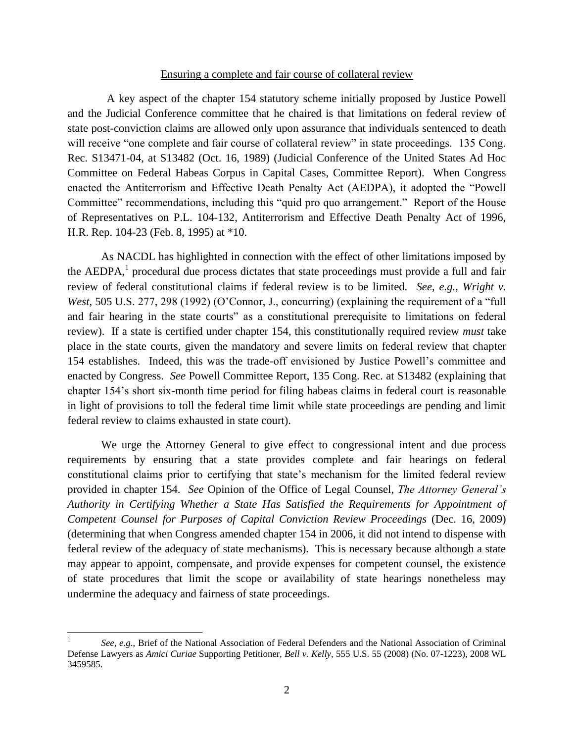Ensuring a complete and fair course of collateral review

A key aspect of the chapter 154 statutory scheme initially proposed by Justice Powell and the Judicial Conference committee that he chaired is that limitations on federal review of state post-conviction claims are allowed only upon assurance that individuals sentenced to death will receive "one complete and fair course of collateral review" in state proceedings. 135 Cong. Rec. S13471-04, at S13482 (Oct. 16, 1989) (Judicial Conference of the United States Ad Hoc Committee on Federal Habeas Corpus in Capital Cases, Committee Report). When Congress enacted the Antiterrorism and Effective Death Penalty Act (AEDPA), it adopted the "Powell Committee" recommendations, including this "quid pro quo arrangement." Report of the House of Representatives on P.L. 104-132, Antiterrorism and Effective Death Penalty Act of 1996, H.R. Rep. 104-23 (Feb. 8, 1995) at *10.

As NACDL has highlighted in connection with the effect of other limitations imposed by the AEDPA,[1] procedural due process dictates that state proceedings must provide a full and fair review of federal constitutional claims if federal review is to be limited. *See, e.g.*, *Wright v. West*, 505 U.S. 277, 298 (1992) (O'Connor, J., concurring) (explaining the requirement of a "full and fair hearing in the state courts" as a constitutional prerequisite to limitations on federal review). If a state is certified under chapter 154, this constitutionally required review *must* take place in the state courts, given the mandatory and severe limits on federal review that chapter 154 establishes. Indeed, this was the trade-off envisioned by Justice Powell's committee and enacted by Congress. *See* Powell Committee Report, 135 Cong. Rec. at S13482 (explaining that chapter 154's short six-month time period for filing habeas claims in federal court is reasonable in light of provisions to toll the federal time limit while state proceedings are pending and limit federal review to claims exhausted in state court).

We urge the Attorney General to give effect to congressional intent and due process requirements by ensuring that a state provides complete and fair hearings on federal constitutional claims prior to certifying that state's mechanism for the limited federal review provided in chapter 154. *See* Opinion of the Office of Legal Counsel, *The Attorney General's Authority in Certifying Whether a State Has Satisfied the Requirements for Appointment of Competent Counsel for Purposes of Capital Conviction Review Proceedings* (Dec. 16, 2009) (determining that when Congress amended chapter 154 in 2006, it did not intend to dispense with federal review of the adequacy of state mechanisms). This is necessary because although a state may appear to appoint, compensate, and provide expenses for competent counsel, the existence of state procedures that limit the scope or availability of state hearings nonetheless may undermine the adequacy and fairness of state proceedings.

---

[1] *See, e.g.*, Brief of the National Association of Federal Defenders and the National Association of Criminal Defense Lawyers as *Amici Curiae* Supporting Petitioner, *Bell v. Kelly*, 555 U.S. 55 (2008) (No. 07-1223), 2008 WL 3459585.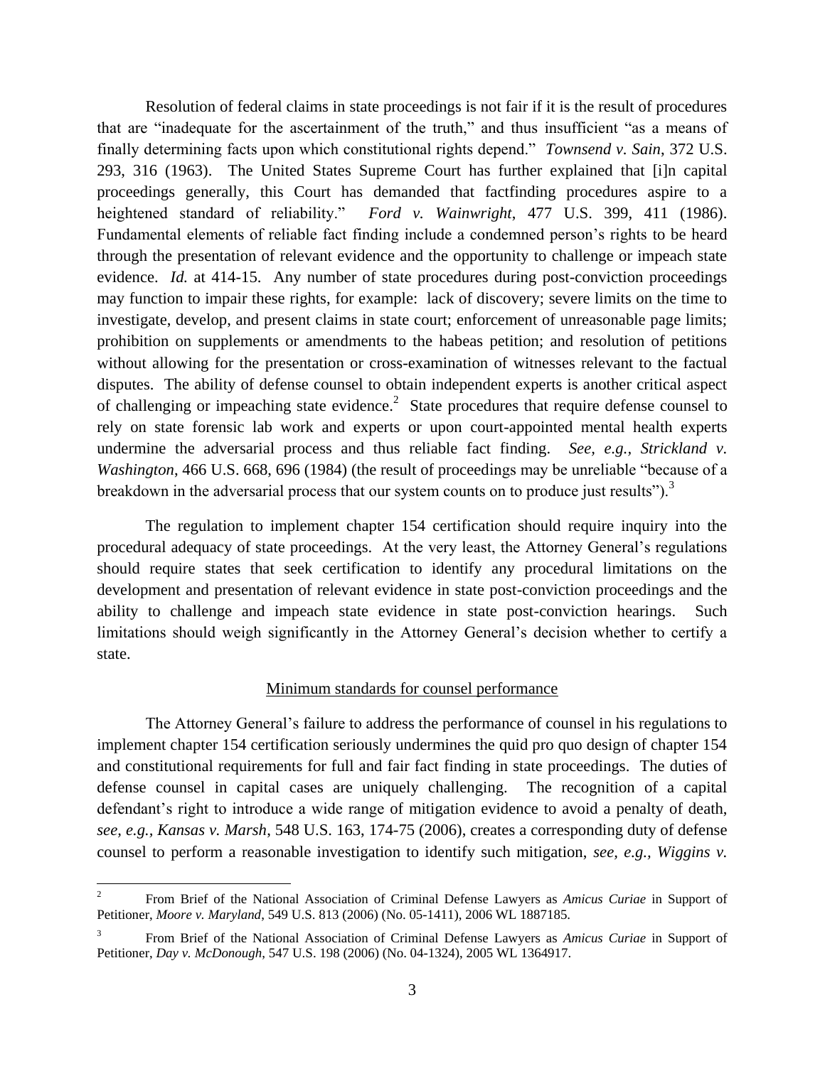Resolution of federal claims in state proceedings is not fair if it is the result of procedures that are "inadequate for the ascertainment of the truth," and thus insufficient "as a means of finally determining facts upon which constitutional rights depend." *Townsend v. Sain*, 372 U.S. 293, 316 (1963). The United States Supreme Court has further explained that [i]n capital proceedings generally, this Court has demanded that factfinding procedures aspire to a heightened standard of reliability." *Ford v. Wainwright*, 477 U.S. 399, 411 (1986). Fundamental elements of reliable fact finding include a condemned person's rights to be heard through the presentation of relevant evidence and the opportunity to challenge or impeach state evidence. *Id.* at 414-15. Any number of state procedures during post-conviction proceedings may function to impair these rights, for example: lack of discovery; severe limits on the time to investigate, develop, and present claims in state court; enforcement of unreasonable page limits; prohibition on supplements or amendments to the habeas petition; and resolution of petitions without allowing for the presentation or cross-examination of witnesses relevant to the factual disputes. The ability of defense counsel to obtain independent experts is another critical aspect of challenging or impeaching state evidence.[2] State procedures that require defense counsel to rely on state forensic lab work and experts or upon court-appointed mental health experts undermine the adversarial process and thus reliable fact finding. *See, e.g., Strickland v. Washington*, 466 U.S. 668, 696 (1984) (the result of proceedings may be unreliable "because of a breakdown in the adversarial process that our system counts on to produce just results").[3]

The regulation to implement chapter 154 certification should require inquiry into the procedural adequacy of state proceedings. At the very least, the Attorney General's regulations should require states that seek certification to identify any procedural limitations on the development and presentation of relevant evidence in state post-conviction proceedings and the ability to challenge and impeach state evidence in state post-conviction hearings. Such limitations should weigh significantly in the Attorney General's decision whether to certify a state.

<u>Minimum standards for counsel performance</u>

The Attorney General's failure to address the performance of counsel in his regulations to implement chapter 154 certification seriously undermines the quid pro quo design of chapter 154 and constitutional requirements for full and fair fact finding in state proceedings. The duties of defense counsel in capital cases are uniquely challenging. The recognition of a capital defendant's right to introduce a wide range of mitigation evidence to avoid a penalty of death, *see, e.g., Kansas v. Marsh*, 548 U.S. 163, 174-75 (2006), creates a corresponding duty of defense counsel to perform a reasonable investigation to identify such mitigation, *see, e.g., Wiggins v.*

---

[2] From Brief of the National Association of Criminal Defense Lawyers as *Amicus Curiae* in Support of Petitioner, *Moore v. Maryland*, 549 U.S. 813 (2006) (No. 05-1411), 2006 WL 1887185.

[3] From Brief of the National Association of Criminal Defense Lawyers as *Amicus Curiae* in Support of Petitioner, *Day v. McDonough*, 547 U.S. 198 (2006) (No. 04-1324), 2005 WL 1364917.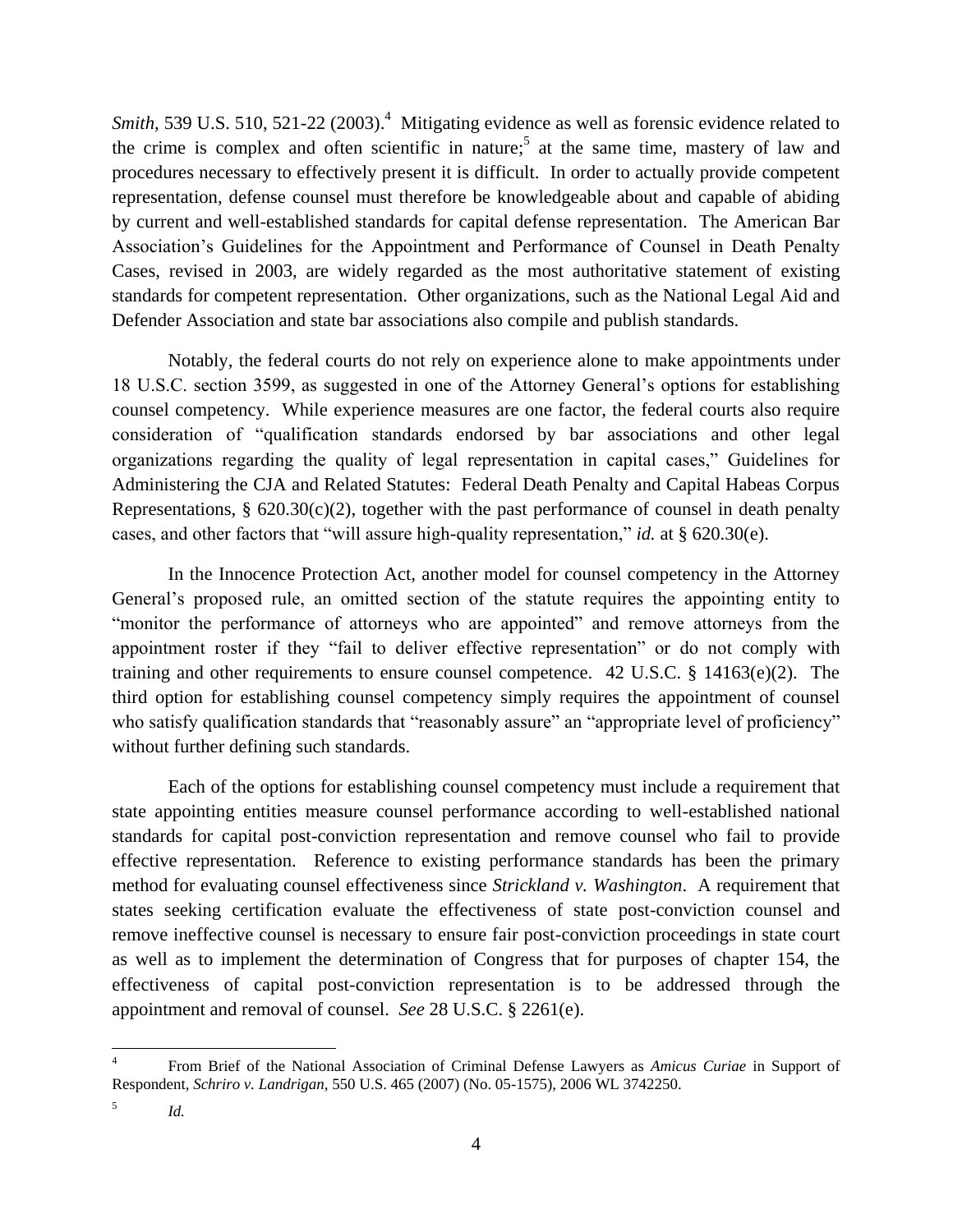*Smith*, 539 U.S. 510, 521-22 (2003).[4] Mitigating evidence as well as forensic evidence related to the crime is complex and often scientific in nature;[5] at the same time, mastery of law and procedures necessary to effectively present it is difficult. In order to actually provide competent representation, defense counsel must therefore be knowledgeable about and capable of abiding by current and well-established standards for capital defense representation. The American Bar Association's Guidelines for the Appointment and Performance of Counsel in Death Penalty Cases, revised in 2003, are widely regarded as the most authoritative statement of existing standards for competent representation. Other organizations, such as the National Legal Aid and Defender Association and state bar associations also compile and publish standards.

Notably, the federal courts do not rely on experience alone to make appointments under 18 U.S.C. section 3599, as suggested in one of the Attorney General's options for establishing counsel competency. While experience measures are one factor, the federal courts also require consideration of "qualification standards endorsed by bar associations and other legal organizations regarding the quality of legal representation in capital cases," Guidelines for Administering the CJA and Related Statutes: Federal Death Penalty and Capital Habeas Corpus Representations, § 620.30(c)(2), together with the past performance of counsel in death penalty cases, and other factors that "will assure high-quality representation," *id.* at § 620.30(e).

In the Innocence Protection Act, another model for counsel competency in the Attorney General's proposed rule, an omitted section of the statute requires the appointing entity to "monitor the performance of attorneys who are appointed" and remove attorneys from the appointment roster if they "fail to deliver effective representation" or do not comply with training and other requirements to ensure counsel competence. 42 U.S.C. § 14163(e)(2). The third option for establishing counsel competency simply requires the appointment of counsel who satisfy qualification standards that "reasonably assure" an "appropriate level of proficiency" without further defining such standards.

Each of the options for establishing counsel competency must include a requirement that state appointing entities measure counsel performance according to well-established national standards for capital post-conviction representation and remove counsel who fail to provide effective representation. Reference to existing performance standards has been the primary method for evaluating counsel effectiveness since *Strickland v. Washington*. A requirement that states seeking certification evaluate the effectiveness of state post-conviction counsel and remove ineffective counsel is necessary to ensure fair post-conviction proceedings in state court as well as to implement the determination of Congress that for purposes of chapter 154, the effectiveness of capital post-conviction representation is to be addressed through the appointment and removal of counsel. *See* 28 U.S.C. § 2261(e).

---

[4] From Brief of the National Association of Criminal Defense Lawyers as *Amicus Curiae* in Support of Respondent, *Schriro v. Landrigan*, 550 U.S. 465 (2007) (No. 05-1575), 2006 WL 3742250.

[5] *Id.*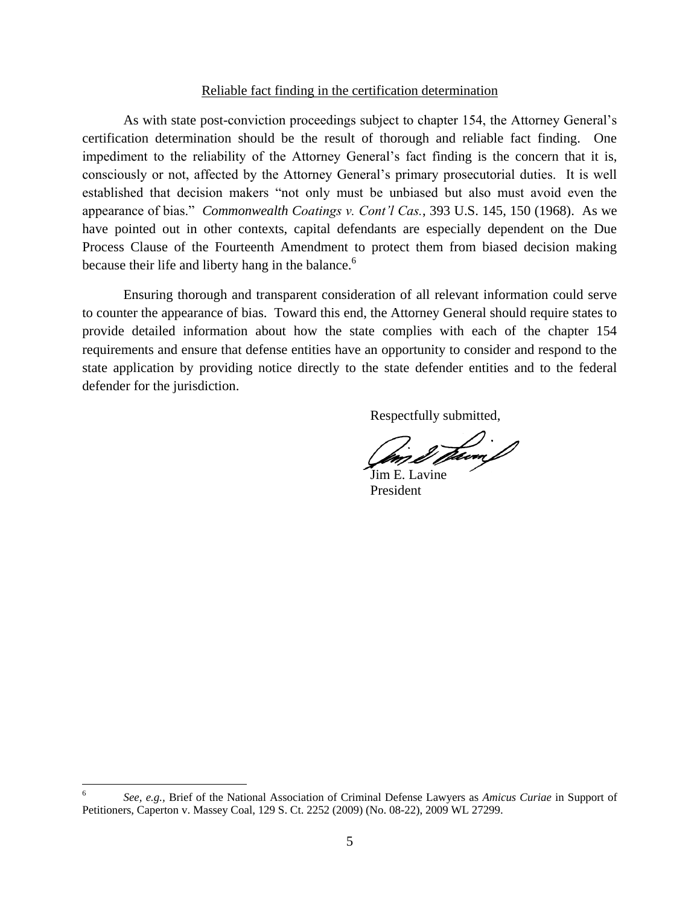Reliable fact finding in the certification determination

As with state post-conviction proceedings subject to chapter 154, the Attorney General's certification determination should be the result of thorough and reliable fact finding. One impediment to the reliability of the Attorney General's fact finding is the concern that it is, consciously or not, affected by the Attorney General's primary prosecutorial duties. It is well established that decision makers "not only must be unbiased but also must avoid even the appearance of bias." *Commonwealth Coatings v. Cont'l Cas.*, 393 U.S. 145, 150 (1968). As we have pointed out in other contexts, capital defendants are especially dependent on the Due Process Clause of the Fourteenth Amendment to protect them from biased decision making because their life and liberty hang in the balance.[6]

Ensuring thorough and transparent consideration of all relevant information could serve to counter the appearance of bias. Toward this end, the Attorney General should require states to provide detailed information about how the state complies with each of the chapter 154 requirements and ensure that defense entities have an opportunity to consider and respond to the state application by providing notice directly to the state defender entities and to the federal defender for the jurisdiction.

Respectfully submitted,

Jim E. Lavine
President

---

[6] *See, e.g.*, Brief of the National Association of Criminal Defense Lawyers as *Amicus Curiae* in Support of Petitioners, Caperton v. Massey Coal, 129 S. Ct. 2252 (2009) (No. 08-22), 2009 WL 27299.